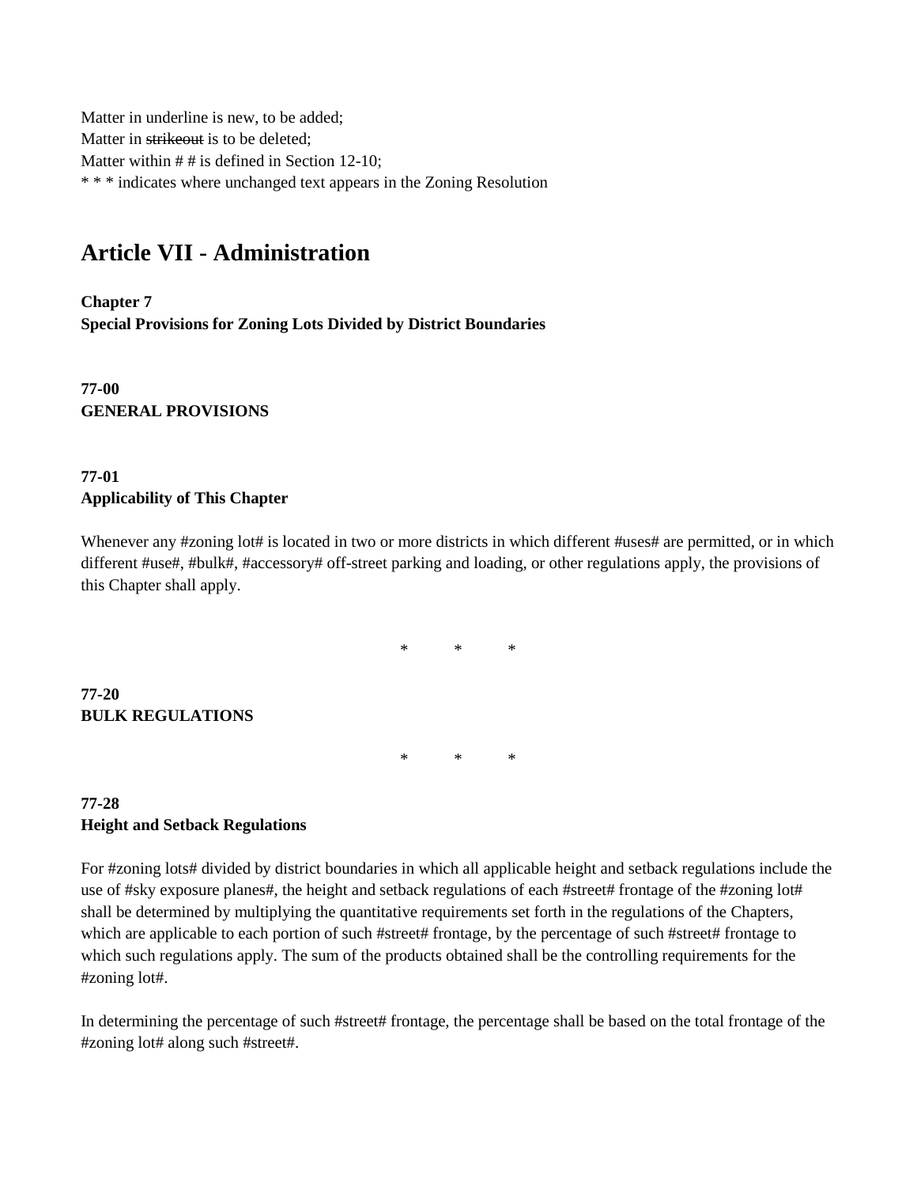Matter in underline is new, to be added;
Matter in ~~strikeout~~ is to be deleted;
Matter within # # is defined in Section 12-10;
* * * indicates where unchanged text appears in the Zoning Resolution

# Article VII - Administration

**Chapter 7**
**Special Provisions for Zoning Lots Divided by District Boundaries**

**77-00**
**GENERAL PROVISIONS**

**77-01**
**Applicability of This Chapter**

Whenever any #zoning lot# is located in two or more districts in which different #uses# are permitted, or in which different #use#, #bulk#, #accessory# off-street parking and loading, or other regulations apply, the provisions of this Chapter shall apply.

\* \* \*

**77-20**
**BULK REGULATIONS**

\* \* \*

**77-28**
**Height and Setback Regulations**

For #zoning lots# divided by district boundaries in which all applicable height and setback regulations include the use of #sky exposure planes#, the height and setback regulations of each #street# frontage of the #zoning lot# shall be determined by multiplying the quantitative requirements set forth in the regulations of the Chapters, which are applicable to each portion of such #street# frontage, by the percentage of such #street# frontage to which such regulations apply. The sum of the products obtained shall be the controlling requirements for the #zoning lot#.

In determining the percentage of such #street# frontage, the percentage shall be based on the total frontage of the #zoning lot# along such #street#.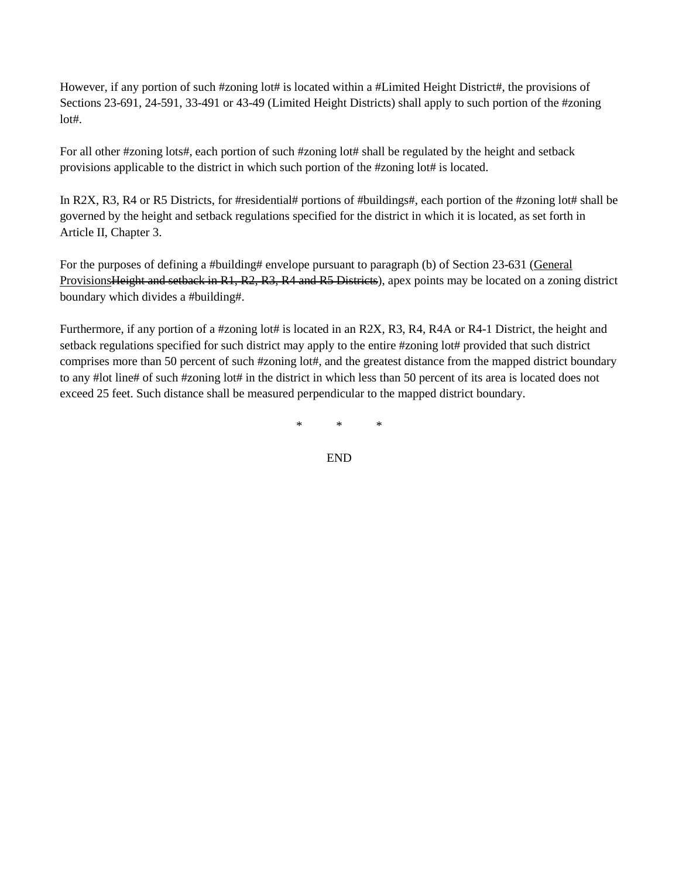However, if any portion of such #zoning lot# is located within a #Limited Height District#, the provisions of Sections 23-691, 24-591, 33-491 or 43-49 (Limited Height Districts) shall apply to such portion of the #zoning lot#.

For all other #zoning lots#, each portion of such #zoning lot# shall be regulated by the height and setback provisions applicable to the district in which such portion of the #zoning lot# is located.

In R2X, R3, R4 or R5 Districts, for #residential# portions of #buildings#, each portion of the #zoning lot# shall be governed by the height and setback regulations specified for the district in which it is located, as set forth in Article II, Chapter 3.

For the purposes of defining a #building# envelope pursuant to paragraph (b) of Section 23-631 (<u>General Provisions</u>~~Height and setback in R1, R2, R3, R4 and R5 Districts~~), apex points may be located on a zoning district boundary which divides a #building#.

Furthermore, if any portion of a #zoning lot# is located in an R2X, R3, R4, R4A or R4-1 District, the height and setback regulations specified for such district may apply to the entire #zoning lot# provided that such district comprises more than 50 percent of such #zoning lot#, and the greatest distance from the mapped district boundary to any #lot line# of such #zoning lot# in the district in which less than 50 percent of its area is located does not exceed 25 feet. Such distance shall be measured perpendicular to the mapped district boundary.

\*     \*     \*

END